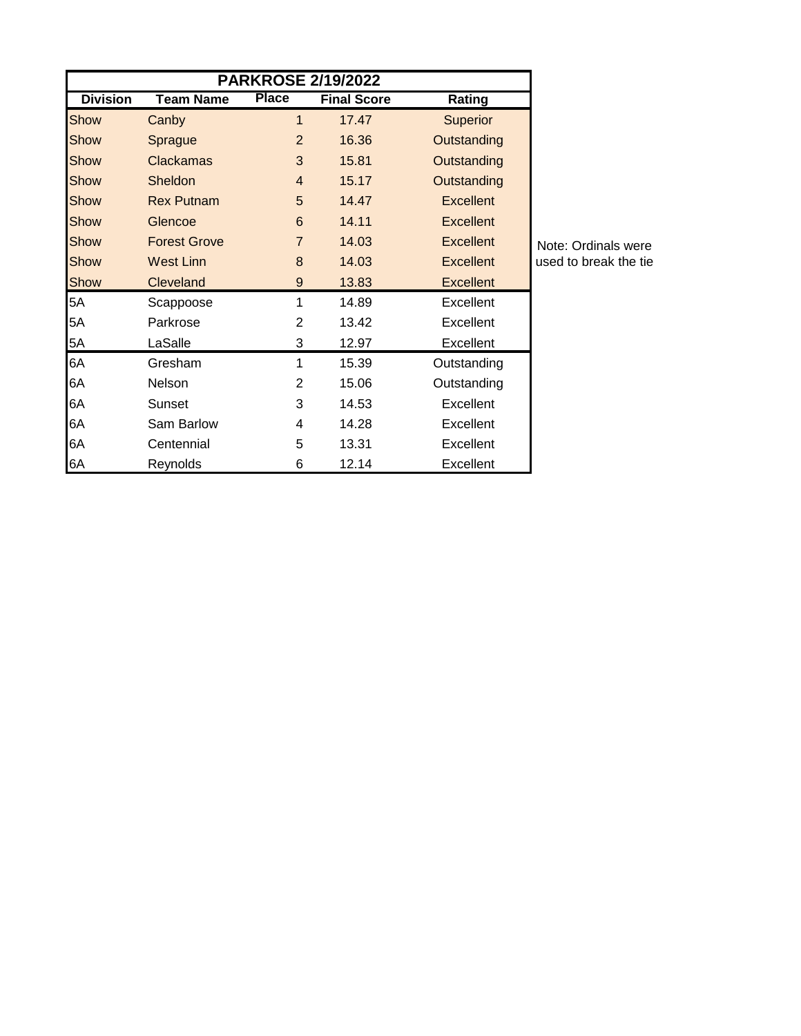# PARKROSE 2/19/2022

| Division | Team Name | Place | Final Score | Rating |
|---|---|---|---|---|
| Show | Canby | 1 | 17.47 | Superior |
| Show | Sprague | 2 | 16.36 | Outstanding |
| Show | Clackamas | 3 | 15.81 | Outstanding |
| Show | Sheldon | 4 | 15.17 | Outstanding |
| Show | Rex Putnam | 5 | 14.47 | Excellent |
| Show | Glencoe | 6 | 14.11 | Excellent |
| Show | Forest Grove | 7 | 14.03 | Excellent |
| Show | West Linn | 8 | 14.03 | Excellent |
| Show | Cleveland | 9 | 13.83 | Excellent |
| 5A | Scappoose | 1 | 14.89 | Excellent |
| 5A | Parkrose | 2 | 13.42 | Excellent |
| 5A | LaSalle | 3 | 12.97 | Excellent |
| 6A | Gresham | 1 | 15.39 | Outstanding |
| 6A | Nelson | 2 | 15.06 | Outstanding |
| 6A | Sunset | 3 | 14.53 | Excellent |
| 6A | Sam Barlow | 4 | 14.28 | Excellent |
| 6A | Centennial | 5 | 13.31 | Excellent |
| 6A | Reynolds | 6 | 12.14 | Excellent |

Note: Ordinals were used to break the tie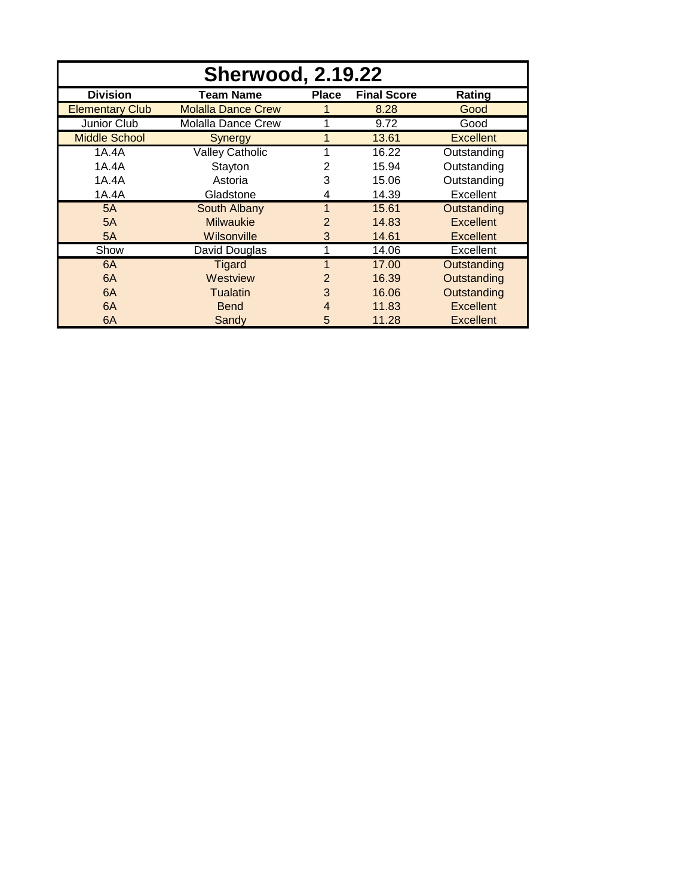# Sherwood, 2.19.22

| Division | Team Name | Place | Final Score | Rating |
|---|---|---|---|---|
| Elementary Club | Molalla Dance Crew | 1 | 8.28 | Good |
| Junior Club | Molalla Dance Crew | 1 | 9.72 | Good |
| Middle School | Synergy | 1 | 13.61 | Excellent |
| 1A.4A | Valley Catholic | 1 | 16.22 | Outstanding |
| 1A.4A | Stayton | 2 | 15.94 | Outstanding |
| 1A.4A | Astoria | 3 | 15.06 | Outstanding |
| 1A.4A | Gladstone | 4 | 14.39 | Excellent |
| 5A | South Albany | 1 | 15.61 | Outstanding |
| 5A | Milwaukie | 2 | 14.83 | Excellent |
| 5A | Wilsonville | 3 | 14.61 | Excellent |
| Show | David Douglas | 1 | 14.06 | Excellent |
| 6A | Tigard | 1 | 17.00 | Outstanding |
| 6A | Westview | 2 | 16.39 | Outstanding |
| 6A | Tualatin | 3 | 16.06 | Outstanding |
| 6A | Bend | 4 | 11.83 | Excellent |
| 6A | Sandy | 5 | 11.28 | Excellent |